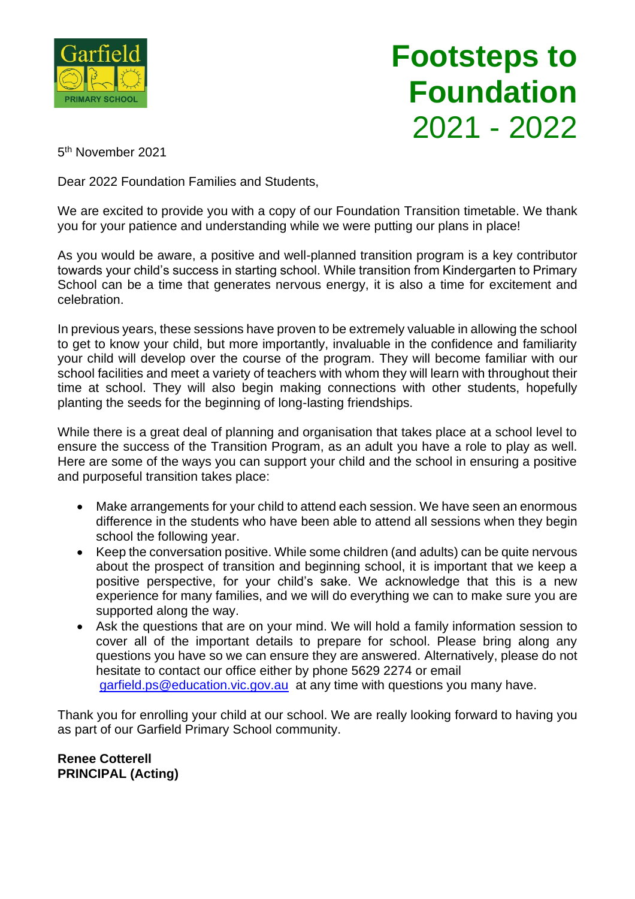# Footsteps to Foundation 2021 - 2022

5th November 2021

Dear 2022 Foundation Families and Students,

We are excited to provide you with a copy of our Foundation Transition timetable. We thank you for your patience and understanding while we were putting our plans in place!

As you would be aware, a positive and well-planned transition program is a key contributor towards your child's success in starting school. While transition from Kindergarten to Primary School can be a time that generates nervous energy, it is also a time for excitement and celebration.

In previous years, these sessions have proven to be extremely valuable in allowing the school to get to know your child, but more importantly, invaluable in the confidence and familiarity your child will develop over the course of the program. They will become familiar with our school facilities and meet a variety of teachers with whom they will learn with throughout their time at school. They will also begin making connections with other students, hopefully planting the seeds for the beginning of long-lasting friendships.

While there is a great deal of planning and organisation that takes place at a school level to ensure the success of the Transition Program, as an adult you have a role to play as well. Here are some of the ways you can support your child and the school in ensuring a positive and purposeful transition takes place:

- Make arrangements for your child to attend each session. We have seen an enormous difference in the students who have been able to attend all sessions when they begin school the following year.
- Keep the conversation positive. While some children (and adults) can be quite nervous about the prospect of transition and beginning school, it is important that we keep a positive perspective, for your child's sake. We acknowledge that this is a new experience for many families, and we will do everything we can to make sure you are supported along the way.
- Ask the questions that are on your mind. We will hold a family information session to cover all of the important details to prepare for school. Please bring along any questions you have so we can ensure they are answered. Alternatively, please do not hesitate to contact our office either by phone 5629 2274 or email garfield.ps@education.vic.gov.au at any time with questions you many have.

Thank you for enrolling your child at our school. We are really looking forward to having you as part of our Garfield Primary School community.

**Renee Cotterell**
**PRINCIPAL (Acting)**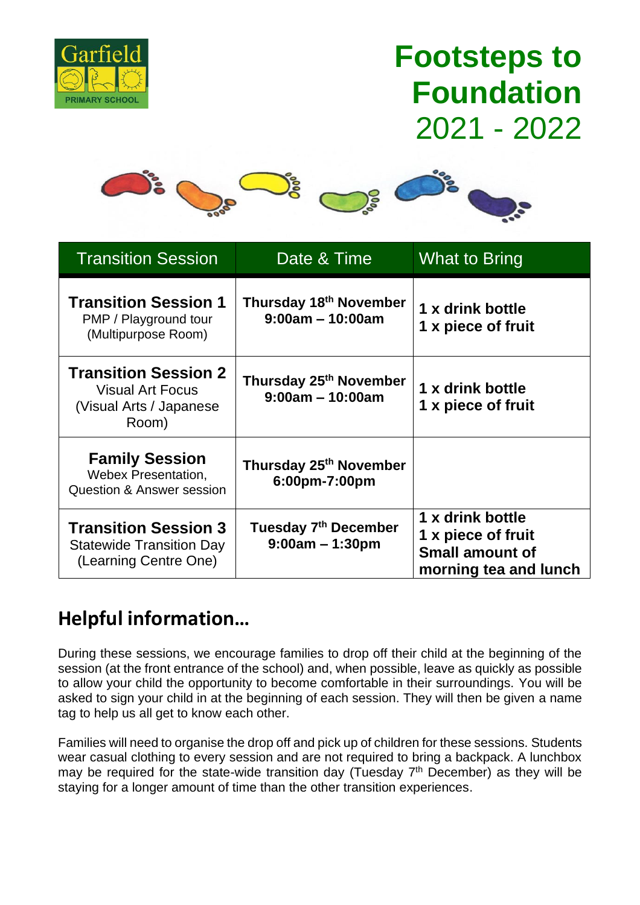Garfield PRIMARY SCHOOL

# Footsteps to Foundation 2021 - 2022

| Transition Session | Date & Time | What to Bring |
| --- | --- | --- |
| **Transition Session 1** PMP / Playground tour (Multipurpose Room) | **Thursday 18th November 9:00am – 10:00am** | **1 x drink bottle 1 x piece of fruit** |
| **Transition Session 2** Visual Art Focus (Visual Arts / Japanese Room) | **Thursday 25th November 9:00am – 10:00am** | **1 x drink bottle 1 x piece of fruit** |
| **Family Session** Webex Presentation, Question & Answer session | **Thursday 25th November 6:00pm-7:00pm** | |
| **Transition Session 3** Statewide Transition Day (Learning Centre One) | **Tuesday 7th December 9:00am – 1:30pm** | **1 x drink bottle 1 x piece of fruit Small amount of morning tea and lunch** |

## Helpful information…

During these sessions, we encourage families to drop off their child at the beginning of the session (at the front entrance of the school) and, when possible, leave as quickly as possible to allow your child the opportunity to become comfortable in their surroundings. You will be asked to sign your child in at the beginning of each session. They will then be given a name tag to help us all get to know each other.

Families will need to organise the drop off and pick up of children for these sessions. Students wear casual clothing to every session and are not required to bring a backpack. A lunchbox may be required for the state-wide transition day (Tuesday 7th December) as they will be staying for a longer amount of time than the other transition experiences.